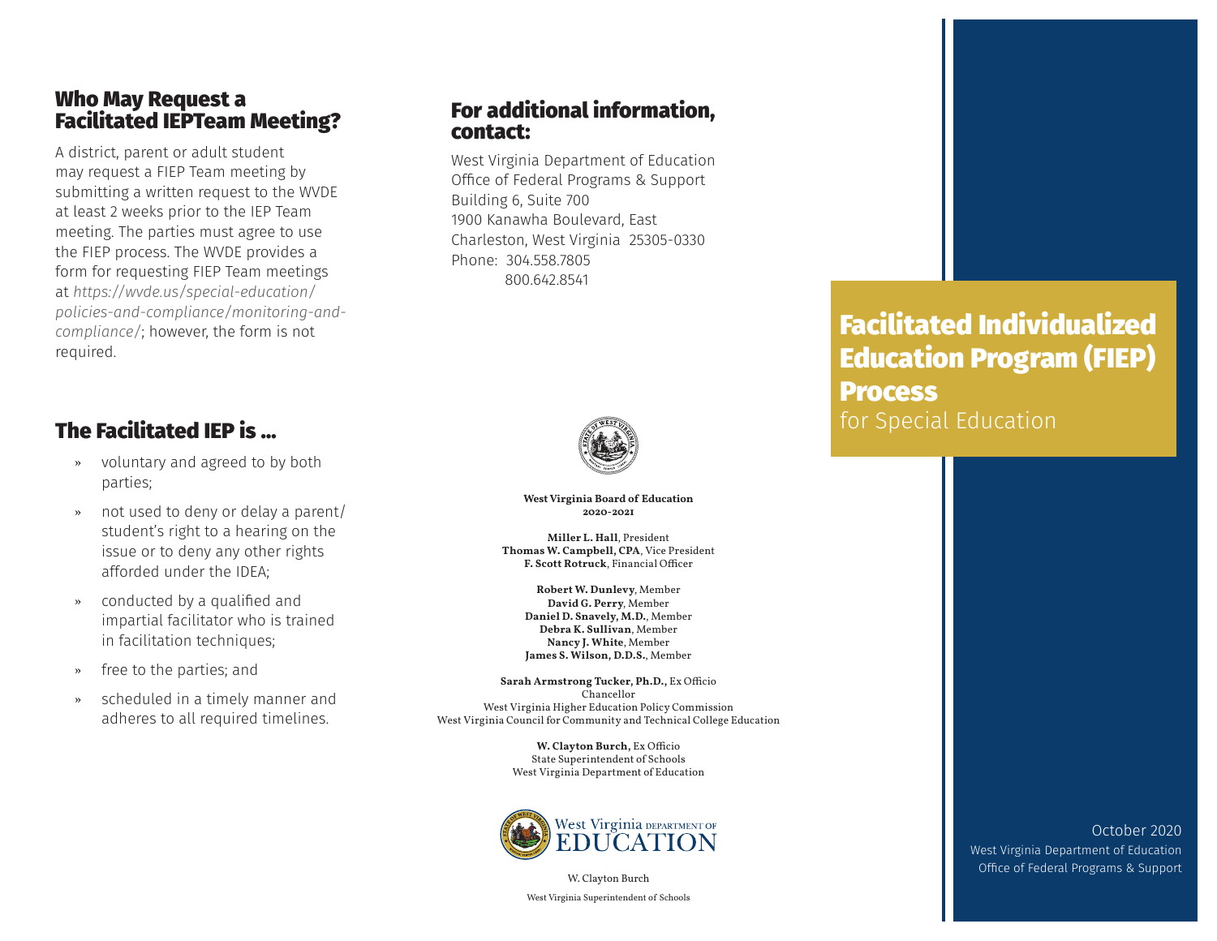## Who May Request a Facilitated IEPTeam Meeting?

A district, parent or adult student may request a FIEP Team meeting by submitting a written request to the WVDE at least 2 weeks prior to the IEP Team meeting. The parties must agree to use the FIEP process. The WVDE provides a form for requesting FIEP Team meetings at *https://wvde.us/special-education/policies-and-compliance/monitoring-and-compliance/*; however, the form is not required.

## The Facilitated IEP is ...

- voluntary and agreed to by both parties;
- not used to deny or delay a parent/student's right to a hearing on the issue or to deny any other rights afforded under the IDEA;
- conducted by a qualified and impartial facilitator who is trained in facilitation techniques;
- free to the parties; and
- scheduled in a timely manner and adheres to all required timelines.

## For additional information, contact:

West Virginia Department of Education
Office of Federal Programs & Support
Building 6, Suite 700
1900 Kanawha Boulevard, East
Charleston, West Virginia 25305-0330
Phone: 304.558.7805
800.642.8541

**West Virginia Board of Education**
**2020-2021**

**Miller L. Hall**, President
**Thomas W. Campbell, CPA**, Vice President
**F. Scott Rotruck**, Financial Officer

**Robert W. Dunlevy**, Member
**David G. Perry**, Member
**Daniel D. Snavely, M.D.**, Member
**Debra K. Sullivan**, Member
**Nancy J. White**, Member
**James S. Wilson, D.D.S.**, Member

**Sarah Armstrong Tucker, Ph.D.,** Ex Officio
Chancellor
West Virginia Higher Education Policy Commission
West Virginia Council for Community and Technical College Education

**W. Clayton Burch,** Ex Officio
State Superintendent of Schools
West Virginia Department of Education

West Virginia DEPARTMENT OF EDUCATION

W. Clayton Burch
West Virginia Superintendent of Schools

# Facilitated Individualized Education Program (FIEP) Process

for Special Education

October 2020
West Virginia Department of Education
Office of Federal Programs & Support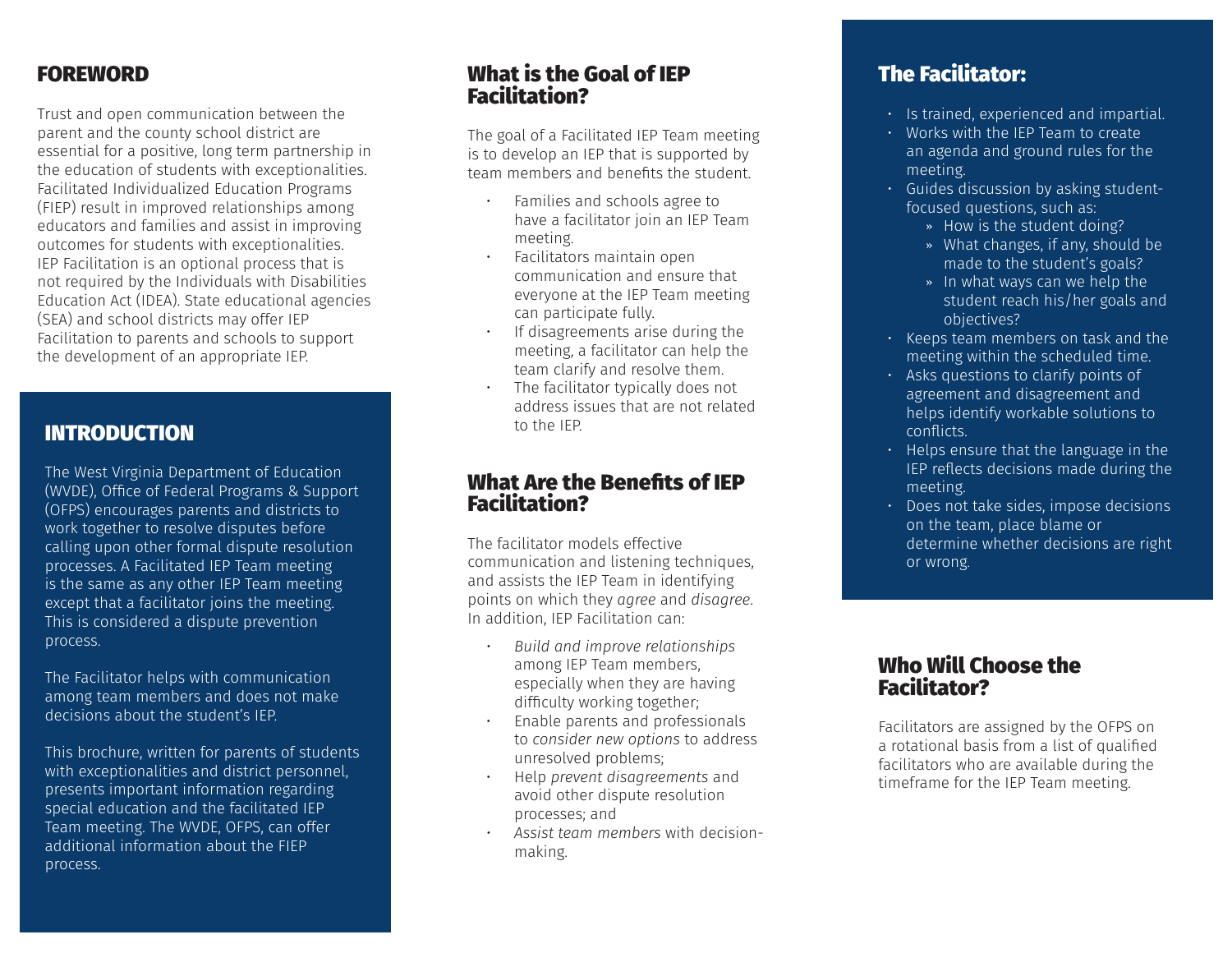## FOREWORD

Trust and open communication between the parent and the county school district are essential for a positive, long term partnership in the education of students with exceptionalities. Facilitated Individualized Education Programs (FIEP) result in improved relationships among educators and families and assist in improving outcomes for students with exceptionalities. IEP Facilitation is an optional process that is not required by the Individuals with Disabilities Education Act (IDEA). State educational agencies (SEA) and school districts may offer IEP Facilitation to parents and schools to support the development of an appropriate IEP.

## INTRODUCTION

The West Virginia Department of Education (WVDE), Office of Federal Programs & Support (OFPS) encourages parents and districts to work together to resolve disputes before calling upon other formal dispute resolution processes. A Facilitated IEP Team meeting is the same as any other IEP Team meeting except that a facilitator joins the meeting. This is considered a dispute prevention process.

The Facilitator helps with communication among team members and does not make decisions about the student's IEP.

This brochure, written for parents of students with exceptionalities and district personnel, presents important information regarding special education and the facilitated IEP Team meeting. The WVDE, OFPS, can offer additional information about the FIEP process.

## What is the Goal of IEP Facilitation?

The goal of a Facilitated IEP Team meeting is to develop an IEP that is supported by team members and benefits the student.

- Families and schools agree to have a facilitator join an IEP Team meeting.
- Facilitators maintain open communication and ensure that everyone at the IEP Team meeting can participate fully.
- If disagreements arise during the meeting, a facilitator can help the team clarify and resolve them.
- The facilitator typically does not address issues that are not related to the IEP.

## What Are the Benefits of IEP Facilitation?

The facilitator models effective communication and listening techniques, and assists the IEP Team in identifying points on which they *agree* and *disagree*. In addition, IEP Facilitation can:

- *Build and improve relationships* among IEP Team members, especially when they are having difficulty working together;
- Enable parents and professionals to *consider new options* to address unresolved problems;
- Help *prevent disagreements* and avoid other dispute resolution processes; and
- *Assist team members* with decision-making.

## The Facilitator:

- Is trained, experienced and impartial.
- Works with the IEP Team to create an agenda and ground rules for the meeting.
- Guides discussion by asking student-focused questions, such as:
  - How is the student doing?
  - What changes, if any, should be made to the student's goals?
  - In what ways can we help the student reach his/her goals and objectives?
- Keeps team members on task and the meeting within the scheduled time.
- Asks questions to clarify points of agreement and disagreement and helps identify workable solutions to conflicts.
- Helps ensure that the language in the IEP reflects decisions made during the meeting.
- Does not take sides, impose decisions on the team, place blame or determine whether decisions are right or wrong.

## Who Will Choose the Facilitator?

Facilitators are assigned by the OFPS on a rotational basis from a list of qualified facilitators who are available during the timeframe for the IEP Team meeting.